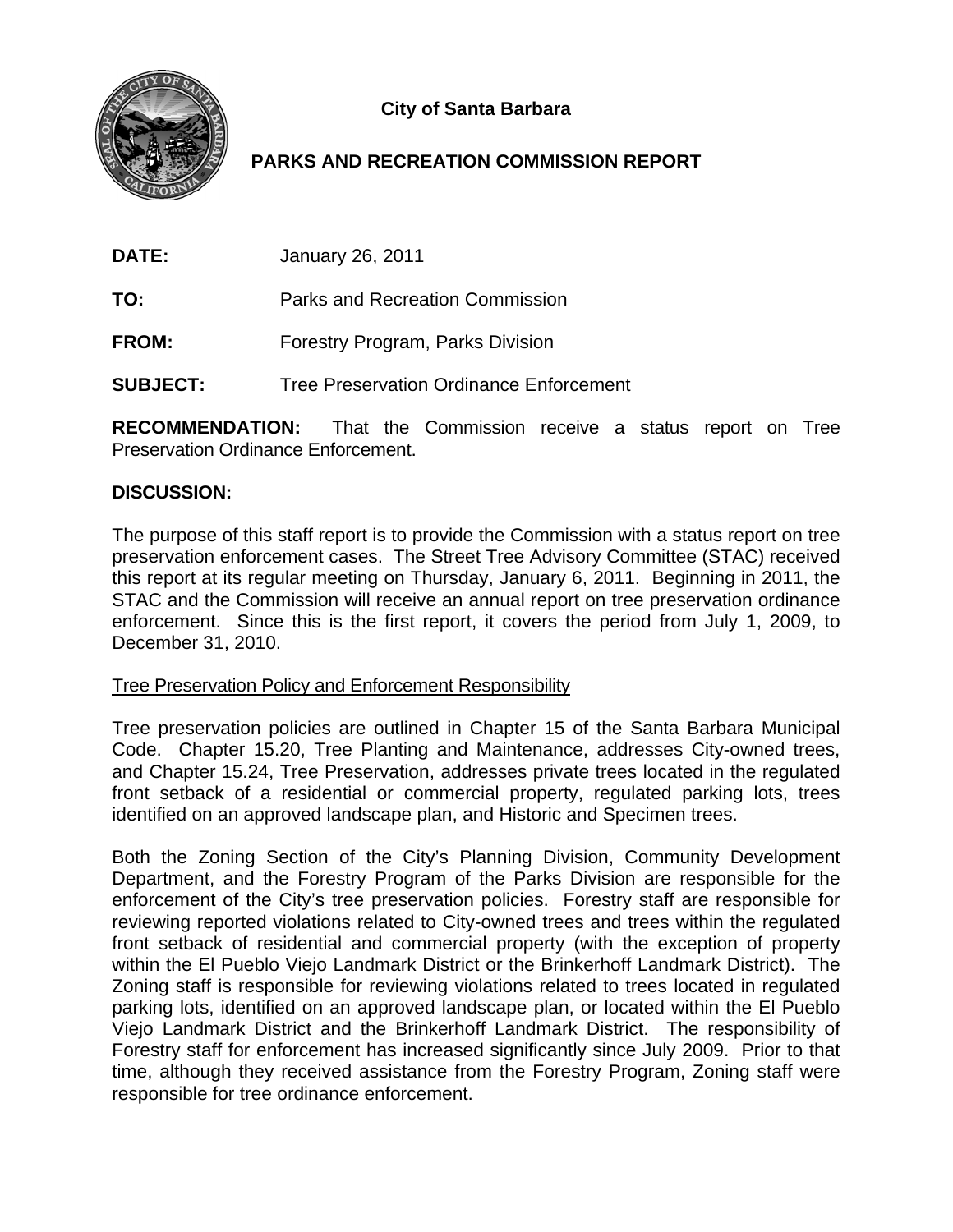**City of Santa Barbara**

# PARKS AND RECREATION COMMISSION REPORT

**DATE:** January 26, 2011

**TO:** Parks and Recreation Commission

**FROM:** Forestry Program, Parks Division

**SUBJECT:** Tree Preservation Ordinance Enforcement

**RECOMMENDATION:** That the Commission receive a status report on Tree Preservation Ordinance Enforcement.

**DISCUSSION:**

The purpose of this staff report is to provide the Commission with a status report on tree preservation enforcement cases. The Street Tree Advisory Committee (STAC) received this report at its regular meeting on Thursday, January 6, 2011. Beginning in 2011, the STAC and the Commission will receive an annual report on tree preservation ordinance enforcement. Since this is the first report, it covers the period from July 1, 2009, to December 31, 2010.

Tree Preservation Policy and Enforcement Responsibility

Tree preservation policies are outlined in Chapter 15 of the Santa Barbara Municipal Code. Chapter 15.20, Tree Planting and Maintenance, addresses City-owned trees, and Chapter 15.24, Tree Preservation, addresses private trees located in the regulated front setback of a residential or commercial property, regulated parking lots, trees identified on an approved landscape plan, and Historic and Specimen trees.

Both the Zoning Section of the City's Planning Division, Community Development Department, and the Forestry Program of the Parks Division are responsible for the enforcement of the City's tree preservation policies. Forestry staff are responsible for reviewing reported violations related to City-owned trees and trees within the regulated front setback of residential and commercial property (with the exception of property within the El Pueblo Viejo Landmark District or the Brinkerhoff Landmark District). The Zoning staff is responsible for reviewing violations related to trees located in regulated parking lots, identified on an approved landscape plan, or located within the El Pueblo Viejo Landmark District and the Brinkerhoff Landmark District. The responsibility of Forestry staff for enforcement has increased significantly since July 2009. Prior to that time, although they received assistance from the Forestry Program, Zoning staff were responsible for tree ordinance enforcement.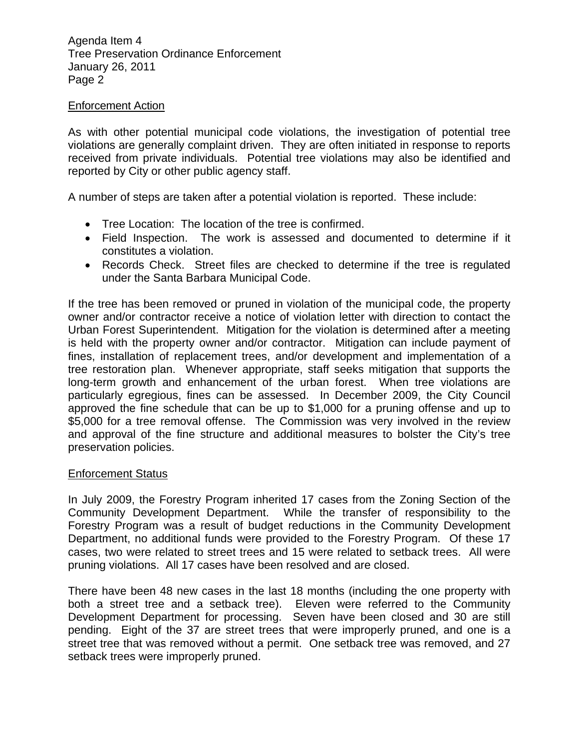## Enforcement Action

As with other potential municipal code violations, the investigation of potential tree violations are generally complaint driven. They are often initiated in response to reports received from private individuals. Potential tree violations may also be identified and reported by City or other public agency staff.

A number of steps are taken after a potential violation is reported. These include:

- Tree Location: The location of the tree is confirmed.
- Field Inspection. The work is assessed and documented to determine if it constitutes a violation.
- Records Check. Street files are checked to determine if the tree is regulated under the Santa Barbara Municipal Code.

If the tree has been removed or pruned in violation of the municipal code, the property owner and/or contractor receive a notice of violation letter with direction to contact the Urban Forest Superintendent. Mitigation for the violation is determined after a meeting is held with the property owner and/or contractor. Mitigation can include payment of fines, installation of replacement trees, and/or development and implementation of a tree restoration plan. Whenever appropriate, staff seeks mitigation that supports the long-term growth and enhancement of the urban forest. When tree violations are particularly egregious, fines can be assessed. In December 2009, the City Council approved the fine schedule that can be up to $1,000 for a pruning offense and up to $5,000 for a tree removal offense. The Commission was very involved in the review and approval of the fine structure and additional measures to bolster the City's tree preservation policies.

## Enforcement Status

In July 2009, the Forestry Program inherited 17 cases from the Zoning Section of the Community Development Department. While the transfer of responsibility to the Forestry Program was a result of budget reductions in the Community Development Department, no additional funds were provided to the Forestry Program. Of these 17 cases, two were related to street trees and 15 were related to setback trees. All were pruning violations. All 17 cases have been resolved and are closed.

There have been 48 new cases in the last 18 months (including the one property with both a street tree and a setback tree). Eleven were referred to the Community Development Department for processing. Seven have been closed and 30 are still pending. Eight of the 37 are street trees that were improperly pruned, and one is a street tree that was removed without a permit. One setback tree was removed, and 27 setback trees were improperly pruned.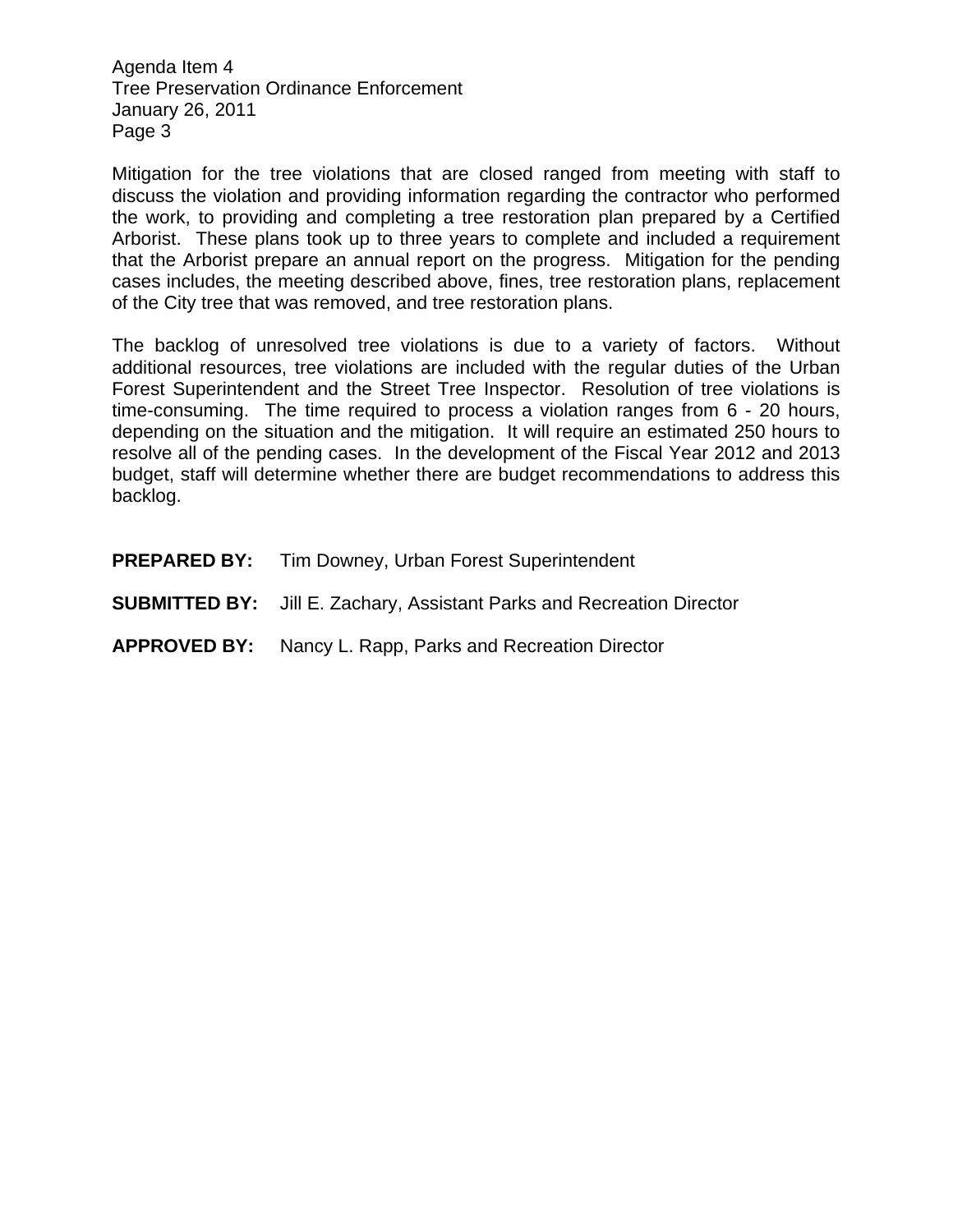Mitigation for the tree violations that are closed ranged from meeting with staff to discuss the violation and providing information regarding the contractor who performed the work, to providing and completing a tree restoration plan prepared by a Certified Arborist. These plans took up to three years to complete and included a requirement that the Arborist prepare an annual report on the progress. Mitigation for the pending cases includes, the meeting described above, fines, tree restoration plans, replacement of the City tree that was removed, and tree restoration plans.

The backlog of unresolved tree violations is due to a variety of factors. Without additional resources, tree violations are included with the regular duties of the Urban Forest Superintendent and the Street Tree Inspector. Resolution of tree violations is time-consuming. The time required to process a violation ranges from 6 - 20 hours, depending on the situation and the mitigation. It will require an estimated 250 hours to resolve all of the pending cases. In the development of the Fiscal Year 2012 and 2013 budget, staff will determine whether there are budget recommendations to address this backlog.

**PREPARED BY:** Tim Downey, Urban Forest Superintendent

**SUBMITTED BY:** Jill E. Zachary, Assistant Parks and Recreation Director

**APPROVED BY:** Nancy L. Rapp, Parks and Recreation Director